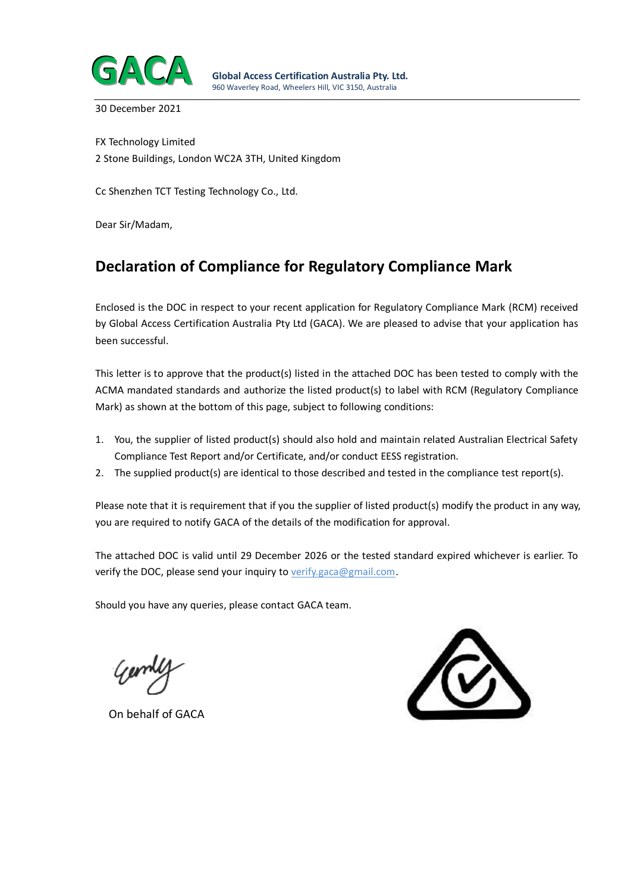**GACA**

**Global Access Certification Australia Pty. Ltd.**
960 Waverley Road, Wheelers Hill, VIC 3150, Australia

30 December 2021

FX Technology Limited
2 Stone Buildings, London WC2A 3TH, United Kingdom

Cc Shenzhen TCT Testing Technology Co., Ltd.

Dear Sir/Madam,

## Declaration of Compliance for Regulatory Compliance Mark

Enclosed is the DOC in respect to your recent application for Regulatory Compliance Mark (RCM) received by Global Access Certification Australia Pty Ltd (GACA). We are pleased to advise that your application has been successful.

This letter is to approve that the product(s) listed in the attached DOC has been tested to comply with the ACMA mandated standards and authorize the listed product(s) to label with RCM (Regulatory Compliance Mark) as shown at the bottom of this page, subject to following conditions:

1. You, the supplier of listed product(s) should also hold and maintain related Australian Electrical Safety Compliance Test Report and/or Certificate, and/or conduct EESS registration.
2. The supplied product(s) are identical to those described and tested in the compliance test report(s).

Please note that it is requirement that if you the supplier of listed product(s) modify the product in any way, you are required to notify GACA of the details of the modification for approval.

The attached DOC is valid until 29 December 2026 or the tested standard expired whichever is earlier. To verify the DOC, please send your inquiry to verify.gaca@gmail.com.

Should you have any queries, please contact GACA team.

On behalf of GACA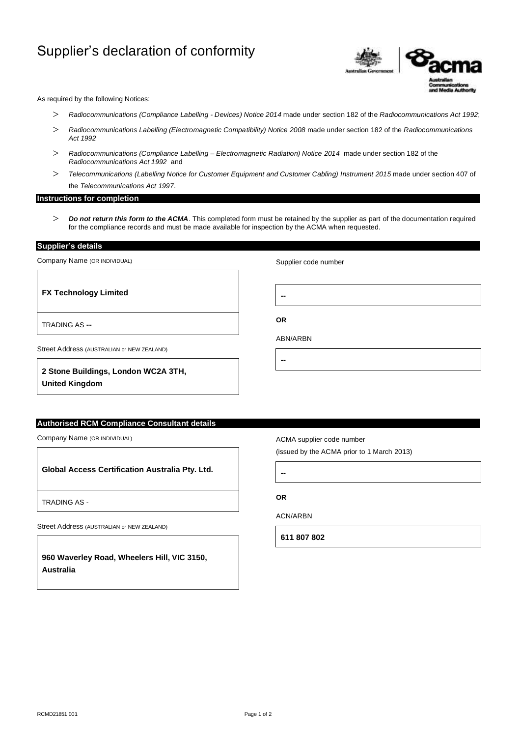# Supplier's declaration of conformity

As required by the following Notices:

- *Radiocommunications (Compliance Labelling - Devices) Notice 2014* made under section 182 of the *Radiocommunications Act 1992*;
- *Radiocommunications Labelling (Electromagnetic Compatibility) Notice 2008* made under section 182 of the *Radiocommunications Act 1992*
- *Radiocommunications (Compliance Labelling – Electromagnetic Radiation) Notice 2014* made under section 182 of the *Radiocommunications Act 1992* and
- *Telecommunications (Labelling Notice for Customer Equipment and Customer Cabling) Instrument 2015* made under section 407 of the *Telecommunications Act 1997*.

## Instructions for completion

- ***Do not return this form to the ACMA***. This completed form must be retained by the supplier as part of the documentation required for the compliance records and must be made available for inspection by the ACMA when requested.

## Supplier's details

Company Name (OR INDIVIDUAL)

**FX Technology Limited**

TRADING AS **--**

Street Address (AUSTRALIAN or NEW ZEALAND)

**2 Stone Buildings, London WC2A 3TH, United Kingdom**

Supplier code number

**--**

**OR**

ABN/ARBN

**--**

## Authorised RCM Compliance Consultant details

Company Name (OR INDIVIDUAL)

**Global Access Certification Australia Pty. Ltd.**

TRADING AS -

Street Address (AUSTRALIAN or NEW ZEALAND)

**960 Waverley Road, Wheelers Hill, VIC 3150, Australia**

ACMA supplier code number

(issued by the ACMA prior to 1 March 2013)

**--**

**OR**

ACN/ARBN

**611 807 802**

RCMD21851 001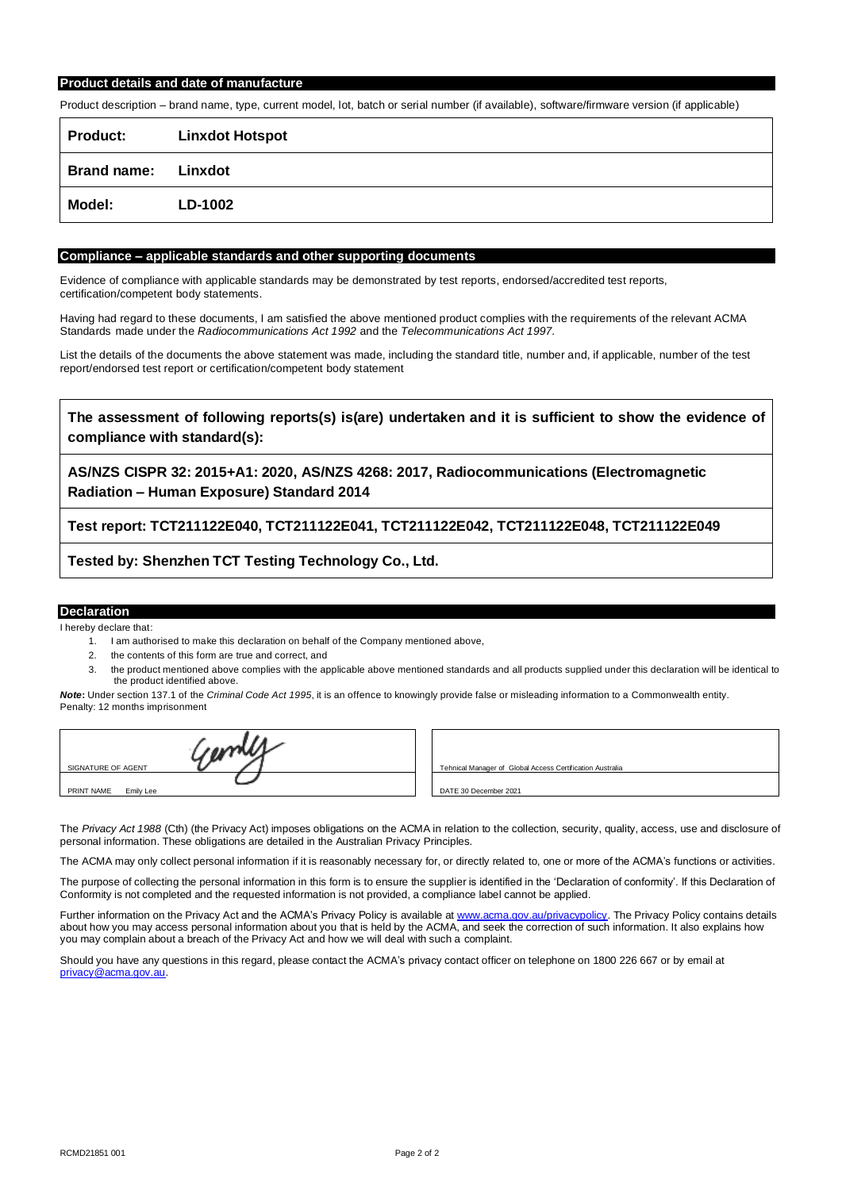## Product details and date of manufacture

Product description – brand name, type, current model, lot, batch or serial number (if available), software/firmware version (if applicable)

| | |
|---|---|
| **Product:** | **Linxdot Hotspot** |
| **Brand name:** | **Linxdot** |
| **Model:** | **LD-1002** |

## Compliance – applicable standards and other supporting documents

Evidence of compliance with applicable standards may be demonstrated by test reports, endorsed/accredited test reports, certification/competent body statements.

Having had regard to these documents, I am satisfied the above mentioned product complies with the requirements of the relevant ACMA Standards made under the *Radiocommunications Act 1992* and the *Telecommunications Act 1997*.

List the details of the documents the above statement was made, including the standard title, number and, if applicable, number of the test report/endorsed test report or certification/competent body statement

**The assessment of following reports(s) is(are) undertaken and it is sufficient to show the evidence of compliance with standard(s):**

**AS/NZS CISPR 32: 2015+A1: 2020, AS/NZS 4268: 2017, Radiocommunications (Electromagnetic Radiation – Human Exposure) Standard 2014**

**Test report: TCT211122E040, TCT211122E041, TCT211122E042, TCT211122E048, TCT211122E049**

**Tested by: Shenzhen TCT Testing Technology Co., Ltd.**

## Declaration

I hereby declare that:

1. I am authorised to make this declaration on behalf of the Company mentioned above,
2. the contents of this form are true and correct, and
3. the product mentioned above complies with the applicable above mentioned standards and all products supplied under this declaration will be identical to the product identified above.

***Note*:** Under section 137.1 of the *Criminal Code Act 1995*, it is an offence to knowingly provide false or misleading information to a Commonwealth entity. Penalty: 12 months imprisonment

| | |
|---|---|
| SIGNATURE OF AGENT | Tehnical Manager of Global Access Certification Australia |
| PRINT NAME Emily Lee | DATE 30 December 2021 |

The *Privacy Act 1988* (Cth) (the Privacy Act) imposes obligations on the ACMA in relation to the collection, security, quality, access, use and disclosure of personal information. These obligations are detailed in the Australian Privacy Principles.

The ACMA may only collect personal information if it is reasonably necessary for, or directly related to, one or more of the ACMA's functions or activities.

The purpose of collecting the personal information in this form is to ensure the supplier is identified in the 'Declaration of conformity'. If this Declaration of Conformity is not completed and the requested information is not provided, a compliance label cannot be applied.

Further information on the Privacy Act and the ACMA's Privacy Policy is available at www.acma.gov.au/privacypolicy. The Privacy Policy contains details about how you may access personal information about you that is held by the ACMA, and seek the correction of such information. It also explains how you may complain about a breach of the Privacy Act and how we will deal with such a complaint.

Should you have any questions in this regard, please contact the ACMA's privacy contact officer on telephone on 1800 226 667 or by email at privacy@acma.gov.au.

RCMD21851 001